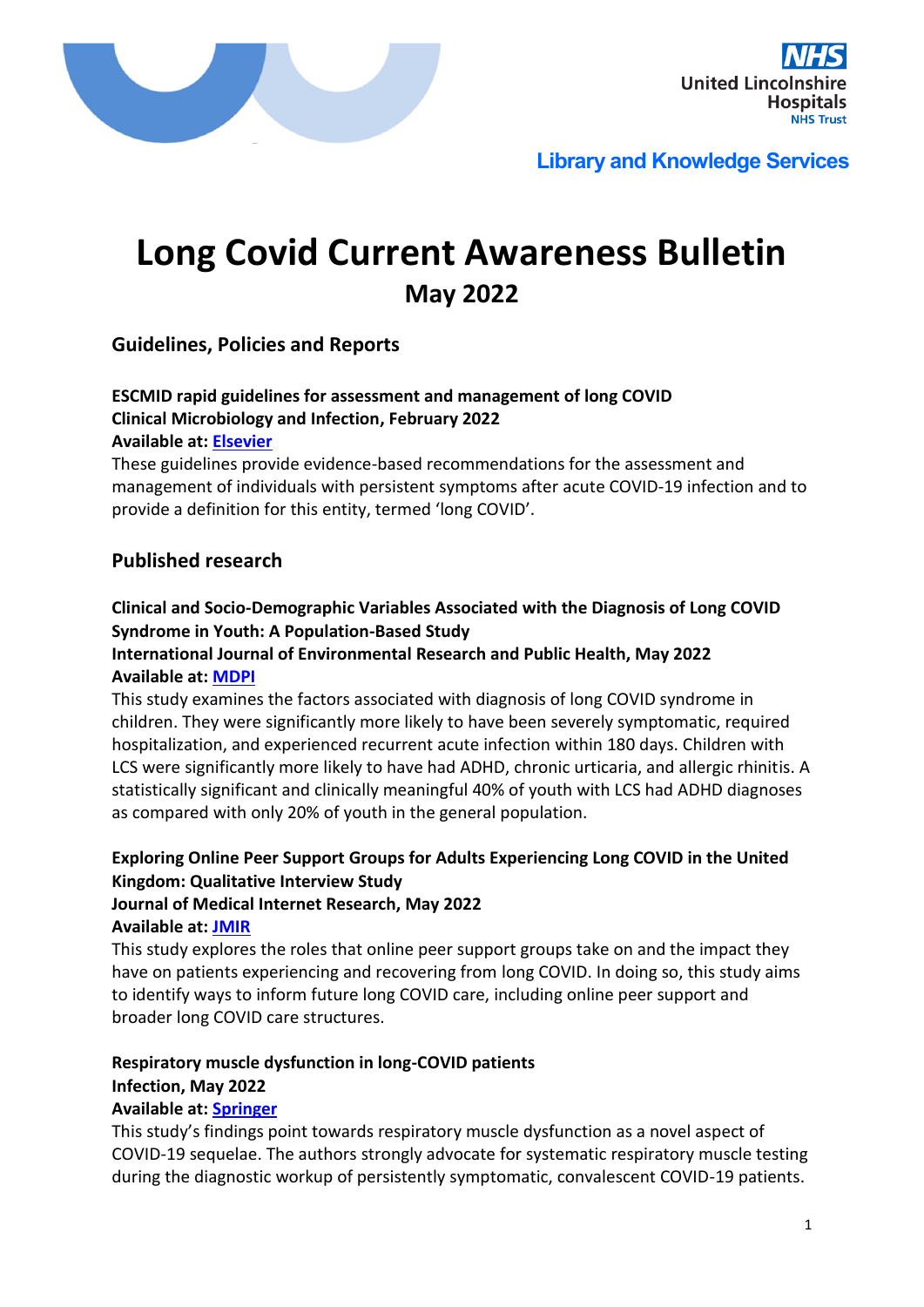United Lincolnshire Hospitals NHS Trust

Library and Knowledge Services

# Long Covid Current Awareness Bulletin

## May 2022

## Guidelines, Policies and Reports

**ESCMID rapid guidelines for assessment and management of long COVID**
**Clinical Microbiology and Infection, February 2022**
**Available at: Elsevier**

These guidelines provide evidence-based recommendations for the assessment and management of individuals with persistent symptoms after acute COVID-19 infection and to provide a definition for this entity, termed 'long COVID'.

## Published research

**Clinical and Socio-Demographic Variables Associated with the Diagnosis of Long COVID Syndrome in Youth: A Population-Based Study**
**International Journal of Environmental Research and Public Health, May 2022**
**Available at: MDPI**

This study examines the factors associated with diagnosis of long COVID syndrome in children. They were significantly more likely to have been severely symptomatic, required hospitalization, and experienced recurrent acute infection within 180 days. Children with LCS were significantly more likely to have had ADHD, chronic urticaria, and allergic rhinitis. A statistically significant and clinically meaningful 40% of youth with LCS had ADHD diagnoses as compared with only 20% of youth in the general population.

**Exploring Online Peer Support Groups for Adults Experiencing Long COVID in the United Kingdom: Qualitative Interview Study**
**Journal of Medical Internet Research, May 2022**
**Available at: JMIR**

This study explores the roles that online peer support groups take on and the impact they have on patients experiencing and recovering from long COVID. In doing so, this study aims to identify ways to inform future long COVID care, including online peer support and broader long COVID care structures.

**Respiratory muscle dysfunction in long-COVID patients**
**Infection, May 2022**
**Available at: Springer**

This study's findings point towards respiratory muscle dysfunction as a novel aspect of COVID-19 sequelae. The authors strongly advocate for systematic respiratory muscle testing during the diagnostic workup of persistently symptomatic, convalescent COVID-19 patients.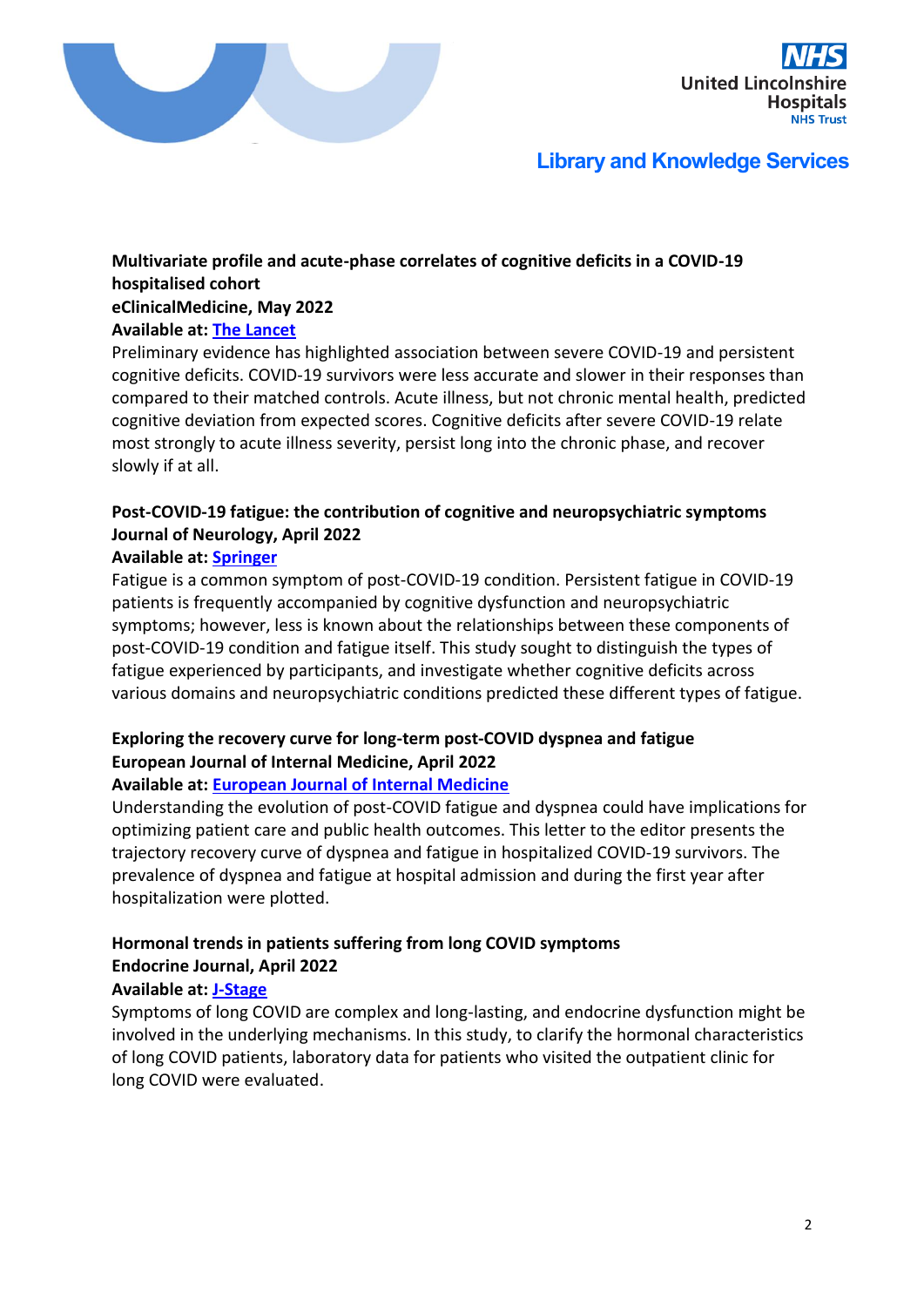**Multivariate profile and acute-phase correlates of cognitive deficits in a COVID-19 hospitalised cohort**
**eClinicalMedicine, May 2022**
**Available at: The Lancet**

Preliminary evidence has highlighted association between severe COVID-19 and persistent cognitive deficits. COVID-19 survivors were less accurate and slower in their responses than compared to their matched controls. Acute illness, but not chronic mental health, predicted cognitive deviation from expected scores. Cognitive deficits after severe COVID-19 relate most strongly to acute illness severity, persist long into the chronic phase, and recover slowly if at all.

**Post-COVID-19 fatigue: the contribution of cognitive and neuropsychiatric symptoms**
**Journal of Neurology, April 2022**
**Available at: Springer**

Fatigue is a common symptom of post-COVID-19 condition. Persistent fatigue in COVID-19 patients is frequently accompanied by cognitive dysfunction and neuropsychiatric symptoms; however, less is known about the relationships between these components of post-COVID-19 condition and fatigue itself. This study sought to distinguish the types of fatigue experienced by participants, and investigate whether cognitive deficits across various domains and neuropsychiatric conditions predicted these different types of fatigue.

**Exploring the recovery curve for long-term post-COVID dyspnea and fatigue**
**European Journal of Internal Medicine, April 2022**
**Available at: European Journal of Internal Medicine**

Understanding the evolution of post-COVID fatigue and dyspnea could have implications for optimizing patient care and public health outcomes. This letter to the editor presents the trajectory recovery curve of dyspnea and fatigue in hospitalized COVID-19 survivors. The prevalence of dyspnea and fatigue at hospital admission and during the first year after hospitalization were plotted.

**Hormonal trends in patients suffering from long COVID symptoms**
**Endocrine Journal, April 2022**
**Available at: J-Stage**

Symptoms of long COVID are complex and long-lasting, and endocrine dysfunction might be involved in the underlying mechanisms. In this study, to clarify the hormonal characteristics of long COVID patients, laboratory data for patients who visited the outpatient clinic for long COVID were evaluated.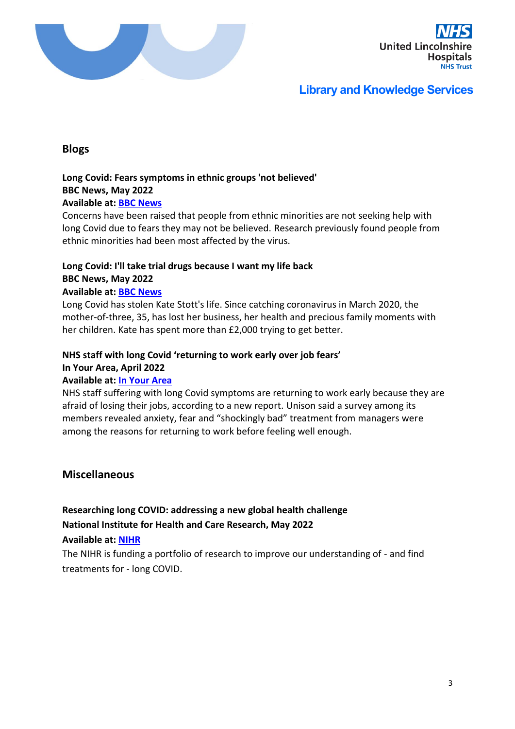## Blogs

**Long Covid: Fears symptoms in ethnic groups 'not believed'**
**BBC News, May 2022**
**Available at: [BBC News]**
Concerns have been raised that people from ethnic minorities are not seeking help with long Covid due to fears they may not be believed. Research previously found people from ethnic minorities had been most affected by the virus.

**Long Covid: I'll take trial drugs because I want my life back**
**BBC News, May 2022**
**Available at: [BBC News]**
Long Covid has stolen Kate Stott's life. Since catching coronavirus in March 2020, the mother-of-three, 35, has lost her business, her health and precious family moments with her children. Kate has spent more than £2,000 trying to get better.

**NHS staff with long Covid 'returning to work early over job fears'**
**In Your Area, April 2022**
**Available at: [In Your Area]**
NHS staff suffering with long Covid symptoms are returning to work early because they are afraid of losing their jobs, according to a new report. Unison said a survey among its members revealed anxiety, fear and "shockingly bad" treatment from managers were among the reasons for returning to work before feeling well enough.

## Miscellaneous

**Researching long COVID: addressing a new global health challenge**
**National Institute for Health and Care Research, May 2022**
**Available at: [NIHR]**
The NIHR is funding a portfolio of research to improve our understanding of - and find treatments for - long COVID.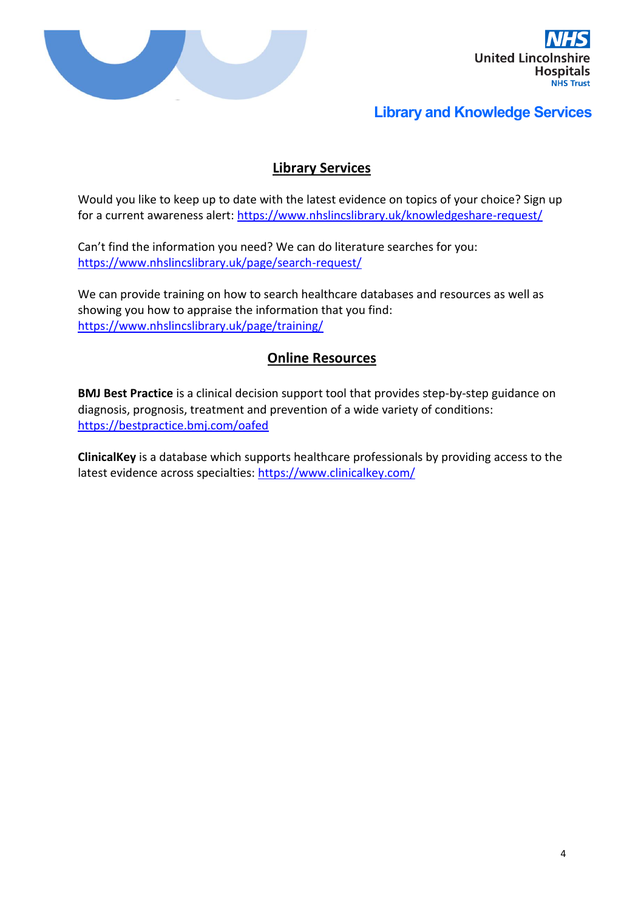## Library Services

Would you like to keep up to date with the latest evidence on topics of your choice? Sign up for a current awareness alert: https://www.nhslincslibrary.uk/knowledgeshare-request/

Can't find the information you need? We can do literature searches for you: https://www.nhslincslibrary.uk/page/search-request/

We can provide training on how to search healthcare databases and resources as well as showing you how to appraise the information that you find: https://www.nhslincslibrary.uk/page/training/

## Online Resources

**BMJ Best Practice** is a clinical decision support tool that provides step-by-step guidance on diagnosis, prognosis, treatment and prevention of a wide variety of conditions: https://bestpractice.bmj.com/oafed

**ClinicalKey** is a database which supports healthcare professionals by providing access to the latest evidence across specialties: https://www.clinicalkey.com/